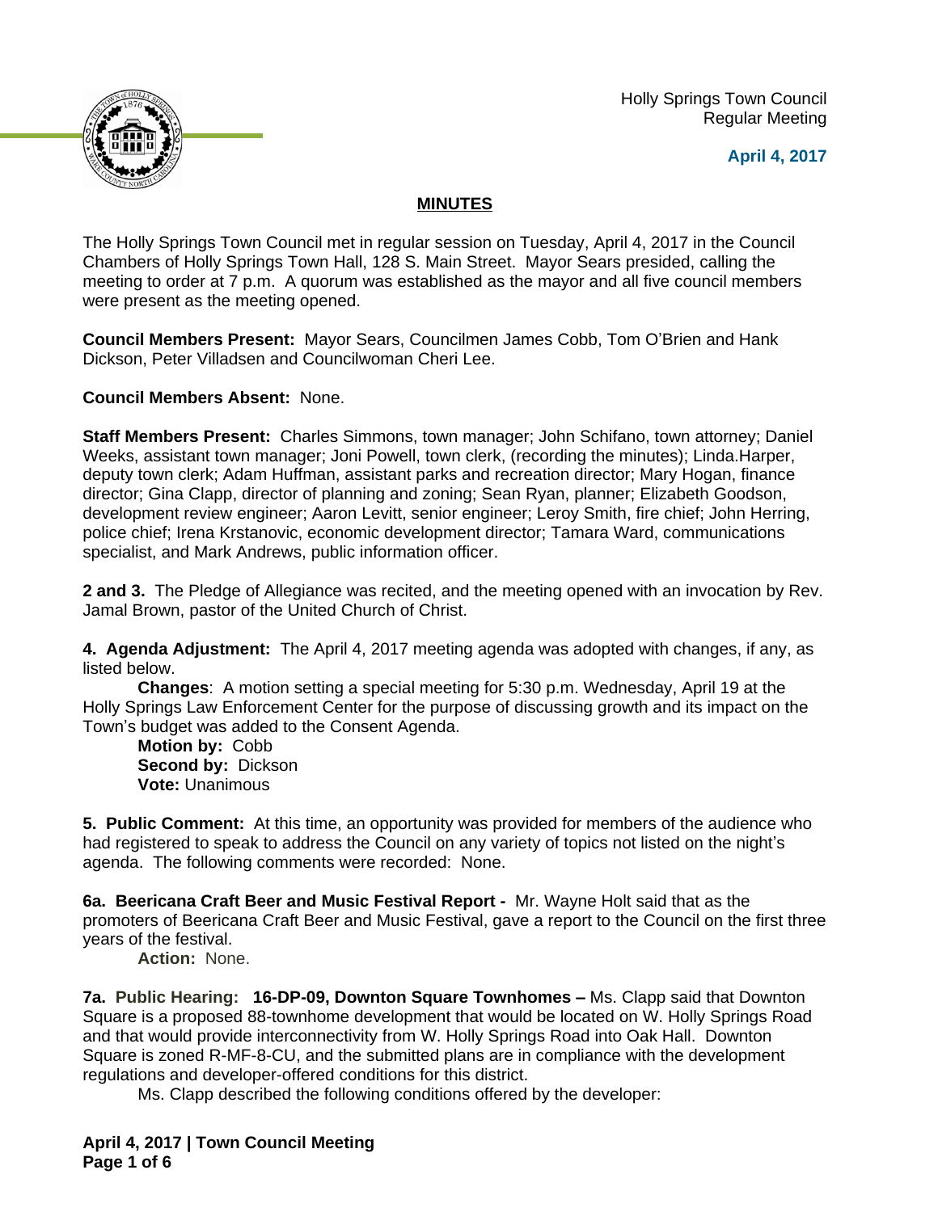Holly Springs Town Council
Regular Meeting

**April 4, 2017**

## MINUTES

The Holly Springs Town Council met in regular session on Tuesday, April 4, 2017 in the Council Chambers of Holly Springs Town Hall, 128 S. Main Street. Mayor Sears presided, calling the meeting to order at 7 p.m. A quorum was established as the mayor and all five council members were present as the meeting opened.

**Council Members Present:** Mayor Sears, Councilmen James Cobb, Tom O'Brien and Hank Dickson, Peter Villadsen and Councilwoman Cheri Lee.

**Council Members Absent:** None.

**Staff Members Present:** Charles Simmons, town manager; John Schifano, town attorney; Daniel Weeks, assistant town manager; Joni Powell, town clerk, (recording the minutes); Linda.Harper, deputy town clerk; Adam Huffman, assistant parks and recreation director; Mary Hogan, finance director; Gina Clapp, director of planning and zoning; Sean Ryan, planner; Elizabeth Goodson, development review engineer; Aaron Levitt, senior engineer; Leroy Smith, fire chief; John Herring, police chief; Irena Krstanovic, economic development director; Tamara Ward, communications specialist, and Mark Andrews, public information officer.

**2 and 3.** The Pledge of Allegiance was recited, and the meeting opened with an invocation by Rev. Jamal Brown, pastor of the United Church of Christ.

**4. Agenda Adjustment:** The April 4, 2017 meeting agenda was adopted with changes, if any, as listed below.

**Changes**: A motion setting a special meeting for 5:30 p.m. Wednesday, April 19 at the Holly Springs Law Enforcement Center for the purpose of discussing growth and its impact on the Town's budget was added to the Consent Agenda.

**Motion by:** Cobb
**Second by:** Dickson
**Vote:** Unanimous

**5. Public Comment:** At this time, an opportunity was provided for members of the audience who had registered to speak to address the Council on any variety of topics not listed on the night's agenda. The following comments were recorded: None.

**6a. Beericana Craft Beer and Music Festival Report -** Mr. Wayne Holt said that as the promoters of Beericana Craft Beer and Music Festival, gave a report to the Council on the first three years of the festival.

**Action:** None.

**7a. Public Hearing: 16-DP-09, Downton Square Townhomes –** Ms. Clapp said that Downton Square is a proposed 88-townhome development that would be located on W. Holly Springs Road and that would provide interconnectivity from W. Holly Springs Road into Oak Hall. Downton Square is zoned R-MF-8-CU, and the submitted plans are in compliance with the development regulations and developer-offered conditions for this district.

Ms. Clapp described the following conditions offered by the developer: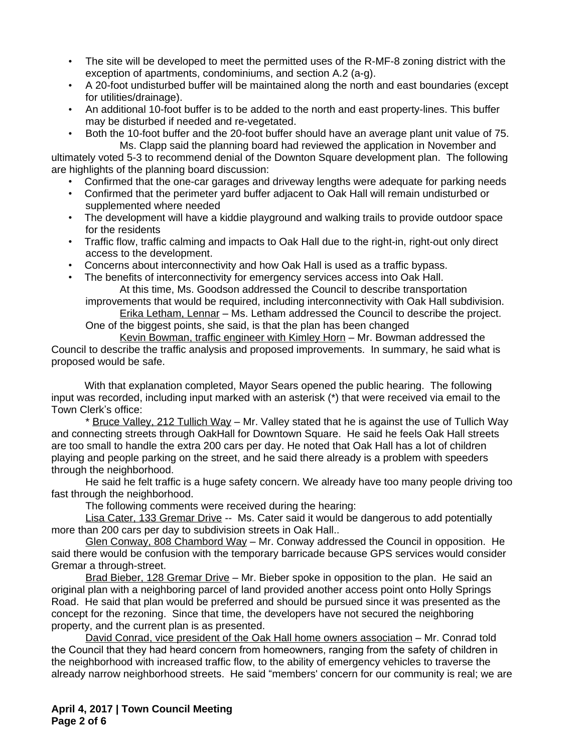- The site will be developed to meet the permitted uses of the R-MF-8 zoning district with the exception of apartments, condominiums, and section A.2 (a-g).
- A 20-foot undisturbed buffer will be maintained along the north and east boundaries (except for utilities/drainage).
- An additional 10-foot buffer is to be added to the north and east property-lines. This buffer may be disturbed if needed and re-vegetated.
- Both the 10-foot buffer and the 20-foot buffer should have an average plant unit value of 75.

Ms. Clapp said the planning board had reviewed the application in November and ultimately voted 5-3 to recommend denial of the Downton Square development plan. The following are highlights of the planning board discussion:

- Confirmed that the one-car garages and driveway lengths were adequate for parking needs
- Confirmed that the perimeter yard buffer adjacent to Oak Hall will remain undisturbed or supplemented where needed
- The development will have a kiddie playground and walking trails to provide outdoor space for the residents
- Traffic flow, traffic calming and impacts to Oak Hall due to the right-in, right-out only direct access to the development.
- Concerns about interconnectivity and how Oak Hall is used as a traffic bypass.
- The benefits of interconnectivity for emergency services access into Oak Hall.

At this time, Ms. Goodson addressed the Council to describe transportation improvements that would be required, including interconnectivity with Oak Hall subdivision.

Erika Letham, Lennar – Ms. Letham addressed the Council to describe the project. One of the biggest points, she said, is that the plan has been changed

Kevin Bowman, traffic engineer with Kimley Horn – Mr. Bowman addressed the Council to describe the traffic analysis and proposed improvements. In summary, he said what is proposed would be safe.

With that explanation completed, Mayor Sears opened the public hearing. The following input was recorded, including input marked with an asterisk (*) that were received via email to the Town Clerk's office:

* Bruce Valley, 212 Tullich Way – Mr. Valley stated that he is against the use of Tullich Way and connecting streets through OakHall for Downtown Square. He said he feels Oak Hall streets are too small to handle the extra 200 cars per day. He noted that Oak Hall has a lot of children playing and people parking on the street, and he said there already is a problem with speeders through the neighborhood.

He said he felt traffic is a huge safety concern. We already have too many people driving too fast through the neighborhood.

The following comments were received during the hearing:

Lisa Cater, 133 Gremar Drive -- Ms. Cater said it would be dangerous to add potentially more than 200 cars per day to subdivision streets in Oak Hall..

Glen Conway, 808 Chambord Way – Mr. Conway addressed the Council in opposition. He said there would be confusion with the temporary barricade because GPS services would consider Gremar a through-street.

Brad Bieber, 128 Gremar Drive – Mr. Bieber spoke in opposition to the plan. He said an original plan with a neighboring parcel of land provided another access point onto Holly Springs Road. He said that plan would be preferred and should be pursued since it was presented as the concept for the rezoning. Since that time, the developers have not secured the neighboring property, and the current plan is as presented.

David Conrad, vice president of the Oak Hall home owners association – Mr. Conrad told the Council that they had heard concern from homeowners, ranging from the safety of children in the neighborhood with increased traffic flow, to the ability of emergency vehicles to traverse the already narrow neighborhood streets. He said "members' concern for our community is real; we are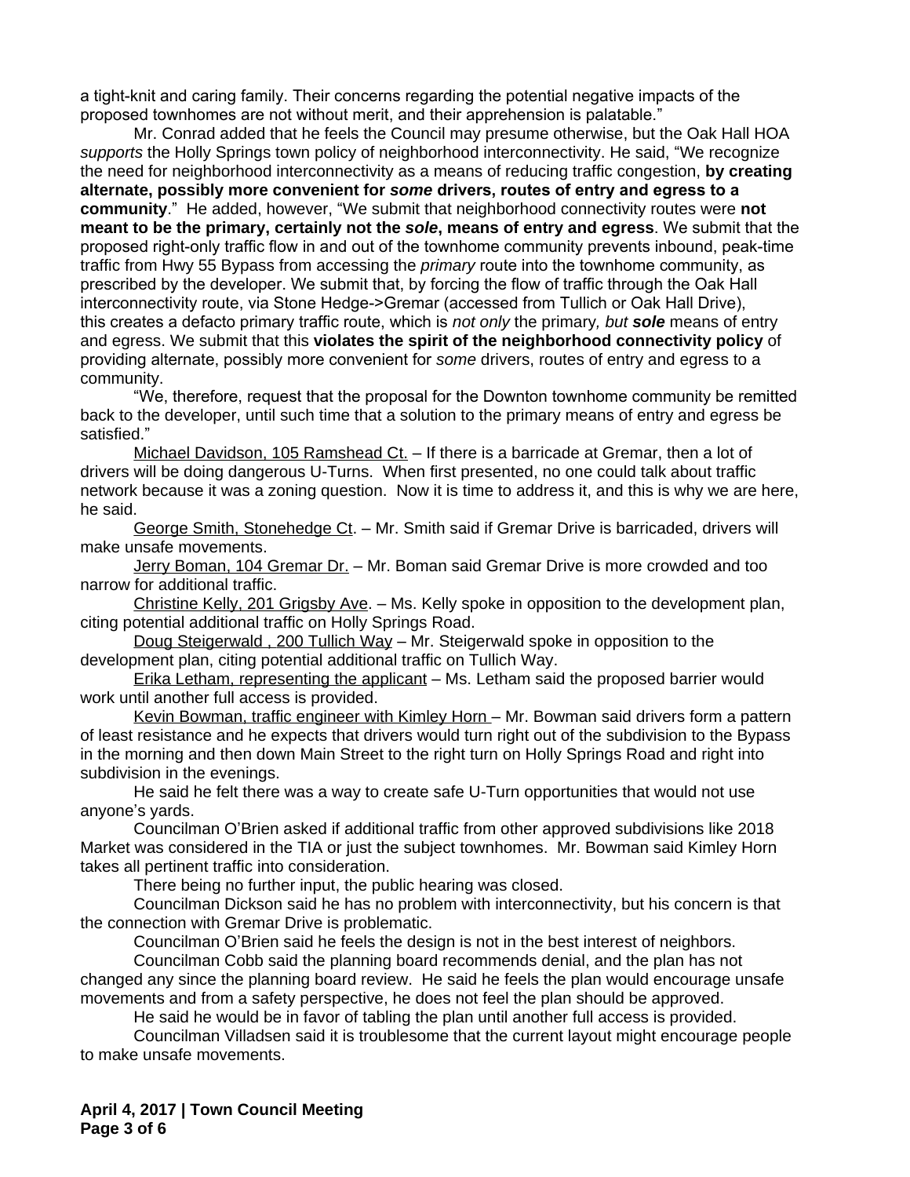a tight-knit and caring family. Their concerns regarding the potential negative impacts of the proposed townhomes are not without merit, and their apprehension is palatable."

Mr. Conrad added that he feels the Council may presume otherwise, but the Oak Hall HOA *supports* the Holly Springs town policy of neighborhood interconnectivity. He said, "We recognize the need for neighborhood interconnectivity as a means of reducing traffic congestion, **by creating alternate, possibly more convenient for *some* drivers, routes of entry and egress to a community**." He added, however, "We submit that neighborhood connectivity routes were **not meant to be the primary, certainly not the *sole*, means of entry and egress**. We submit that the proposed right-only traffic flow in and out of the townhome community prevents inbound, peak-time traffic from Hwy 55 Bypass from accessing the *primary* route into the townhome community, as prescribed by the developer. We submit that, by forcing the flow of traffic through the Oak Hall interconnectivity route, via Stone Hedge->Gremar (accessed from Tullich or Oak Hall Drive), this creates a defacto primary traffic route, which is *not only* the primary*, but **sole*** means of entry and egress. We submit that this **violates the spirit of the neighborhood connectivity policy** of providing alternate, possibly more convenient for *some* drivers, routes of entry and egress to a community.

"We, therefore, request that the proposal for the Downton townhome community be remitted back to the developer, until such time that a solution to the primary means of entry and egress be satisfied."

Michael Davidson, 105 Ramshead Ct. – If there is a barricade at Gremar, then a lot of drivers will be doing dangerous U-Turns. When first presented, no one could talk about traffic network because it was a zoning question. Now it is time to address it, and this is why we are here, he said.

George Smith, Stonehedge Ct. – Mr. Smith said if Gremar Drive is barricaded, drivers will make unsafe movements.

Jerry Boman, 104 Gremar Dr. – Mr. Boman said Gremar Drive is more crowded and too narrow for additional traffic.

Christine Kelly, 201 Grigsby Ave. – Ms. Kelly spoke in opposition to the development plan, citing potential additional traffic on Holly Springs Road.

Doug Steigerwald , 200 Tullich Way – Mr. Steigerwald spoke in opposition to the development plan, citing potential additional traffic on Tullich Way.

Erika Letham, representing the applicant – Ms. Letham said the proposed barrier would work until another full access is provided.

Kevin Bowman, traffic engineer with Kimley Horn – Mr. Bowman said drivers form a pattern of least resistance and he expects that drivers would turn right out of the subdivision to the Bypass in the morning and then down Main Street to the right turn on Holly Springs Road and right into subdivision in the evenings.

He said he felt there was a way to create safe U-Turn opportunities that would not use anyone's yards.

Councilman O'Brien asked if additional traffic from other approved subdivisions like 2018 Market was considered in the TIA or just the subject townhomes. Mr. Bowman said Kimley Horn takes all pertinent traffic into consideration.

There being no further input, the public hearing was closed.

Councilman Dickson said he has no problem with interconnectivity, but his concern is that the connection with Gremar Drive is problematic.

Councilman O'Brien said he feels the design is not in the best interest of neighbors.

Councilman Cobb said the planning board recommends denial, and the plan has not changed any since the planning board review. He said he feels the plan would encourage unsafe movements and from a safety perspective, he does not feel the plan should be approved.

He said he would be in favor of tabling the plan until another full access is provided.

Councilman Villadsen said it is troublesome that the current layout might encourage people to make unsafe movements.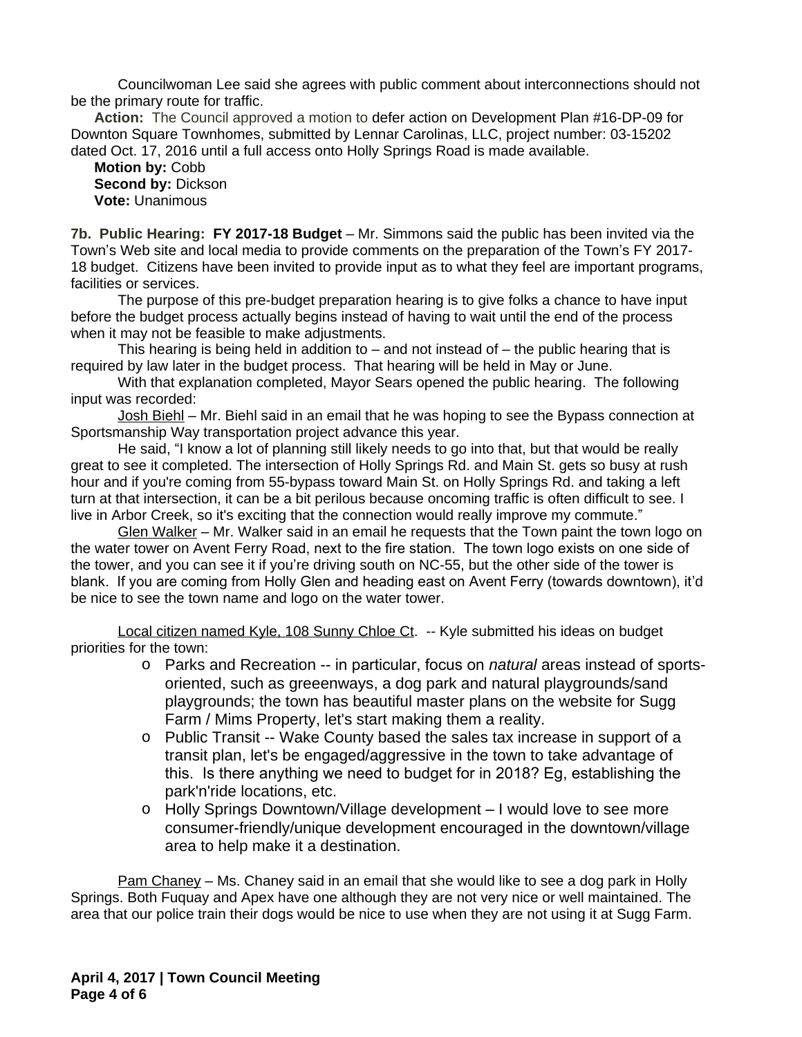Councilwoman Lee said she agrees with public comment about interconnections should not be the primary route for traffic.

**Action:** The Council approved a motion to defer action on Development Plan #16-DP-09 for Downton Square Townhomes, submitted by Lennar Carolinas, LLC, project number: 03-15202 dated Oct. 17, 2016 until a full access onto Holly Springs Road is made available.

**Motion by:** Cobb
**Second by:** Dickson
**Vote:** Unanimous

**7b. Public Hearing: FY 2017-18 Budget** – Mr. Simmons said the public has been invited via the Town's Web site and local media to provide comments on the preparation of the Town's FY 2017-18 budget. Citizens have been invited to provide input as to what they feel are important programs, facilities or services.

The purpose of this pre-budget preparation hearing is to give folks a chance to have input before the budget process actually begins instead of having to wait until the end of the process when it may not be feasible to make adjustments.

This hearing is being held in addition to – and not instead of – the public hearing that is required by law later in the budget process. That hearing will be held in May or June.

With that explanation completed, Mayor Sears opened the public hearing. The following input was recorded:

Josh Biehl – Mr. Biehl said in an email that he was hoping to see the Bypass connection at Sportsmanship Way transportation project advance this year.

He said, "I know a lot of planning still likely needs to go into that, but that would be really great to see it completed. The intersection of Holly Springs Rd. and Main St. gets so busy at rush hour and if you're coming from 55-bypass toward Main St. on Holly Springs Rd. and taking a left turn at that intersection, it can be a bit perilous because oncoming traffic is often difficult to see. I live in Arbor Creek, so it's exciting that the connection would really improve my commute."

Glen Walker – Mr. Walker said in an email he requests that the Town paint the town logo on the water tower on Avent Ferry Road, next to the fire station. The town logo exists on one side of the tower, and you can see it if you're driving south on NC-55, but the other side of the tower is blank. If you are coming from Holly Glen and heading east on Avent Ferry (towards downtown), it'd be nice to see the town name and logo on the water tower.

Local citizen named Kyle, 108 Sunny Chloe Ct. -- Kyle submitted his ideas on budget priorities for the town:

- Parks and Recreation -- in particular, focus on *natural* areas instead of sports-oriented, such as greeenways, a dog park and natural playgrounds/sand playgrounds; the town has beautiful master plans on the website for Sugg Farm / Mims Property, let's start making them a reality.
- Public Transit -- Wake County based the sales tax increase in support of a transit plan, let's be engaged/aggressive in the town to take advantage of this. Is there anything we need to budget for in 2018? Eg, establishing the park'n'ride locations, etc.
- Holly Springs Downtown/Village development – I would love to see more consumer-friendly/unique development encouraged in the downtown/village area to help make it a destination.

Pam Chaney – Ms. Chaney said in an email that she would like to see a dog park in Holly Springs. Both Fuquay and Apex have one although they are not very nice or well maintained. The area that our police train their dogs would be nice to use when they are not using it at Sugg Farm.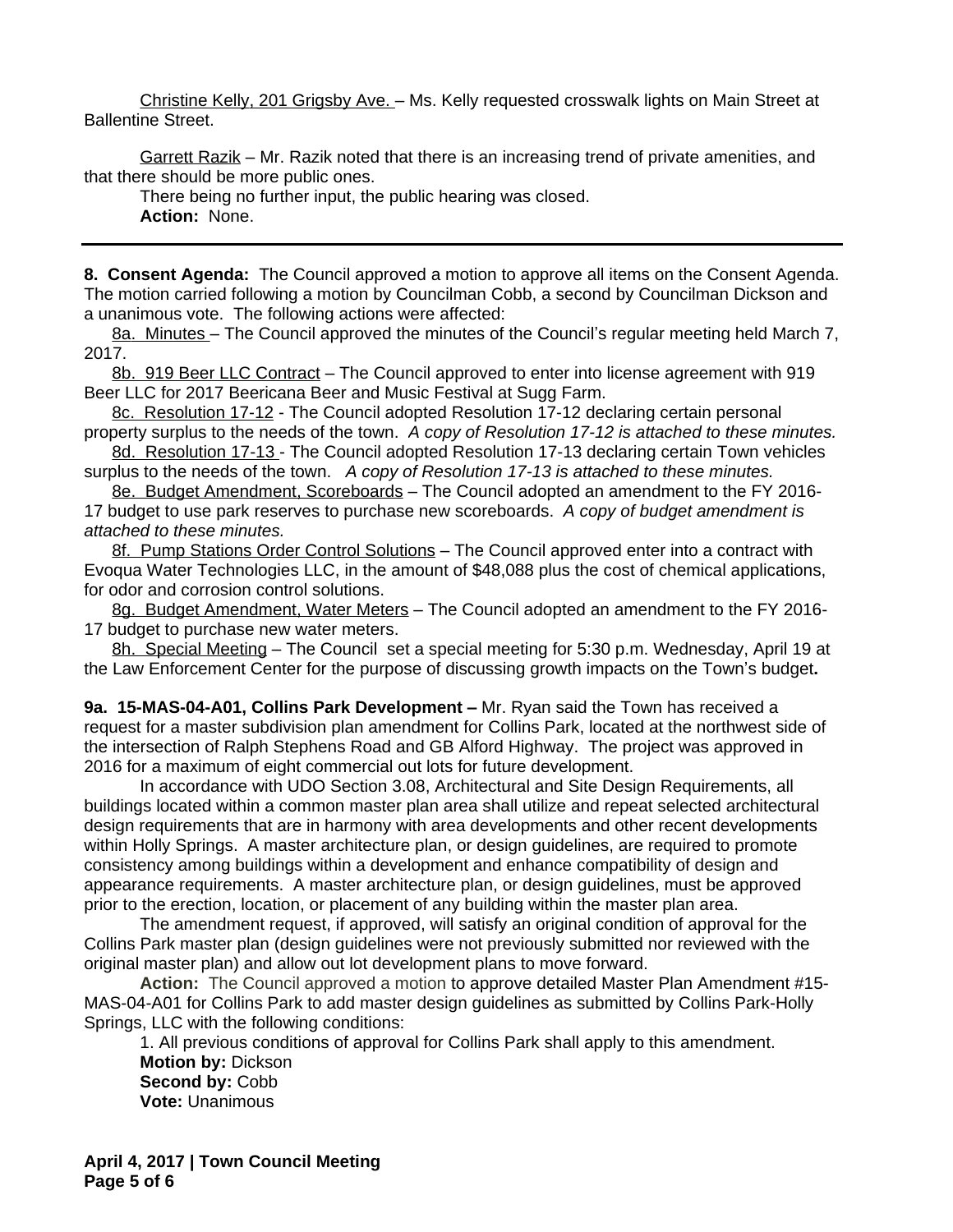Christine Kelly, 201 Grigsby Ave. – Ms. Kelly requested crosswalk lights on Main Street at Ballentine Street.

Garrett Razik – Mr. Razik noted that there is an increasing trend of private amenities, and that there should be more public ones.

There being no further input, the public hearing was closed.

**Action:** None.

---

**8. Consent Agenda:** The Council approved a motion to approve all items on the Consent Agenda. The motion carried following a motion by Councilman Cobb, a second by Councilman Dickson and a unanimous vote. The following actions were affected:

8a. Minutes – The Council approved the minutes of the Council's regular meeting held March 7, 2017.

8b. 919 Beer LLC Contract – The Council approved to enter into license agreement with 919 Beer LLC for 2017 Beericana Beer and Music Festival at Sugg Farm.

8c. Resolution 17-12 - The Council adopted Resolution 17-12 declaring certain personal property surplus to the needs of the town. *A copy of Resolution 17-12 is attached to these minutes.*

8d. Resolution 17-13 - The Council adopted Resolution 17-13 declaring certain Town vehicles surplus to the needs of the town. *A copy of Resolution 17-13 is attached to these minutes.*

8e. Budget Amendment, Scoreboards – The Council adopted an amendment to the FY 2016-17 budget to use park reserves to purchase new scoreboards. *A copy of budget amendment is attached to these minutes.*

8f. Pump Stations Order Control Solutions – The Council approved enter into a contract with Evoqua Water Technologies LLC, in the amount of $48,088 plus the cost of chemical applications, for odor and corrosion control solutions.

8g. Budget Amendment, Water Meters – The Council adopted an amendment to the FY 2016-17 budget to purchase new water meters.

8h. Special Meeting – The Council set a special meeting for 5:30 p.m. Wednesday, April 19 at the Law Enforcement Center for the purpose of discussing growth impacts on the Town's budget**.**

**9a. 15-MAS-04-A01, Collins Park Development –** Mr. Ryan said the Town has received a request for a master subdivision plan amendment for Collins Park, located at the northwest side of the intersection of Ralph Stephens Road and GB Alford Highway. The project was approved in 2016 for a maximum of eight commercial out lots for future development.

In accordance with UDO Section 3.08, Architectural and Site Design Requirements, all buildings located within a common master plan area shall utilize and repeat selected architectural design requirements that are in harmony with area developments and other recent developments within Holly Springs. A master architecture plan, or design guidelines, are required to promote consistency among buildings within a development and enhance compatibility of design and appearance requirements. A master architecture plan, or design guidelines, must be approved prior to the erection, location, or placement of any building within the master plan area.

The amendment request, if approved, will satisfy an original condition of approval for the Collins Park master plan (design guidelines were not previously submitted nor reviewed with the original master plan) and allow out lot development plans to move forward.

**Action:** The Council approved a motion to approve detailed Master Plan Amendment #15-MAS-04-A01 for Collins Park to add master design guidelines as submitted by Collins Park-Holly Springs, LLC with the following conditions:

1. All previous conditions of approval for Collins Park shall apply to this amendment.

**Motion by:** Dickson
**Second by:** Cobb
**Vote:** Unanimous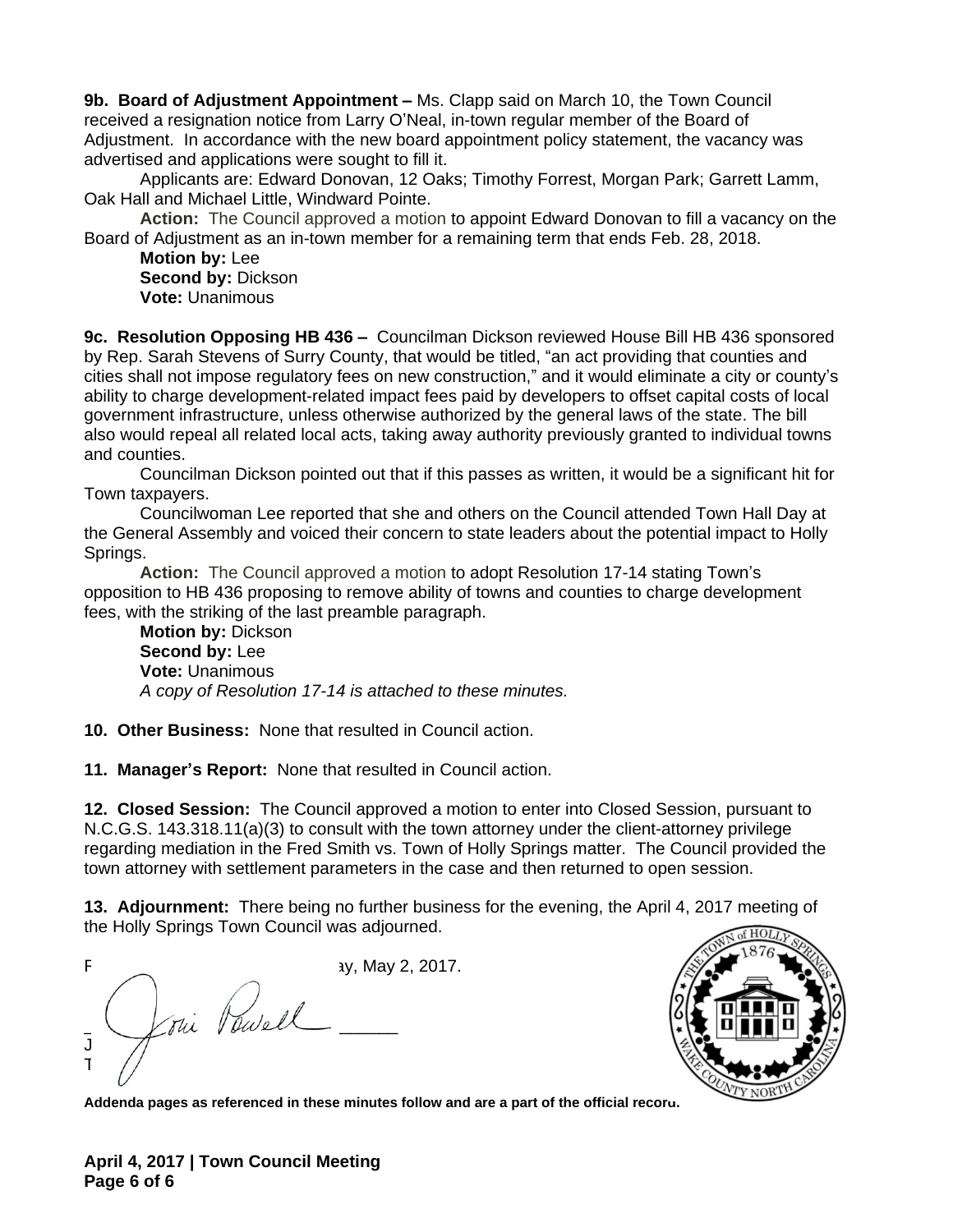**9b. Board of Adjustment Appointment –** Ms. Clapp said on March 10, the Town Council received a resignation notice from Larry O'Neal, in-town regular member of the Board of Adjustment. In accordance with the new board appointment policy statement, the vacancy was advertised and applications were sought to fill it.

Applicants are: Edward Donovan, 12 Oaks; Timothy Forrest, Morgan Park; Garrett Lamm, Oak Hall and Michael Little, Windward Pointe.

**Action:** The Council approved a motion to appoint Edward Donovan to fill a vacancy on the Board of Adjustment as an in-town member for a remaining term that ends Feb. 28, 2018.

**Motion by:** Lee
**Second by:** Dickson
**Vote:** Unanimous

**9c. Resolution Opposing HB 436 –** Councilman Dickson reviewed House Bill HB 436 sponsored by Rep. Sarah Stevens of Surry County, that would be titled, "an act providing that counties and cities shall not impose regulatory fees on new construction," and it would eliminate a city or county's ability to charge development-related impact fees paid by developers to offset capital costs of local government infrastructure, unless otherwise authorized by the general laws of the state. The bill also would repeal all related local acts, taking away authority previously granted to individual towns and counties.

Councilman Dickson pointed out that if this passes as written, it would be a significant hit for Town taxpayers.

Councilwoman Lee reported that she and others on the Council attended Town Hall Day at the General Assembly and voiced their concern to state leaders about the potential impact to Holly Springs.

**Action:** The Council approved a motion to adopt Resolution 17-14 stating Town's opposition to HB 436 proposing to remove ability of towns and counties to charge development fees, with the striking of the last preamble paragraph.

**Motion by:** Dickson
**Second by:** Lee
**Vote:** Unanimous
*A copy of Resolution 17-14 is attached to these minutes.*

**10. Other Business:** None that resulted in Council action.

**11. Manager's Report:** None that resulted in Council action.

**12. Closed Session:** The Council approved a motion to enter into Closed Session, pursuant to N.C.G.S. 143.318.11(a)(3) to consult with the town attorney under the client-attorney privilege regarding mediation in the Fred Smith vs. Town of Holly Springs matter. The Council provided the town attorney with settlement parameters in the case and then returned to open session.

**13. Adjournment:** There being no further business for the evening, the April 4, 2017 meeting of the Holly Springs Town Council was adjourned.

F ay, May 2, 2017.

Joni Powell

J
T

**Addenda pages as referenced in these minutes follow and are a part of the official record.**